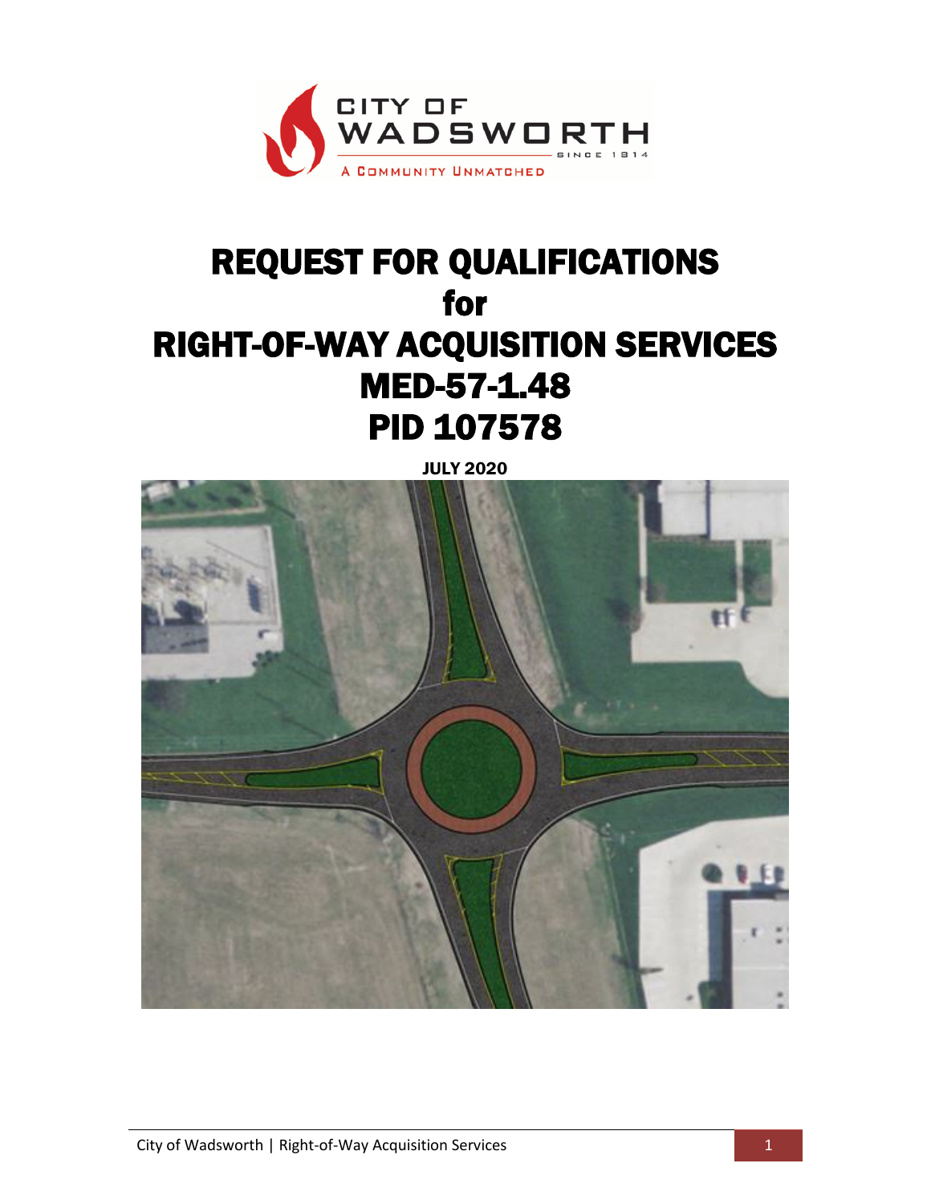# REQUEST FOR QUALIFICATIONS
# for
# RIGHT-OF-WAY ACQUISITION SERVICES
# MED-57-1.48
# PID 107578

**JULY 2020**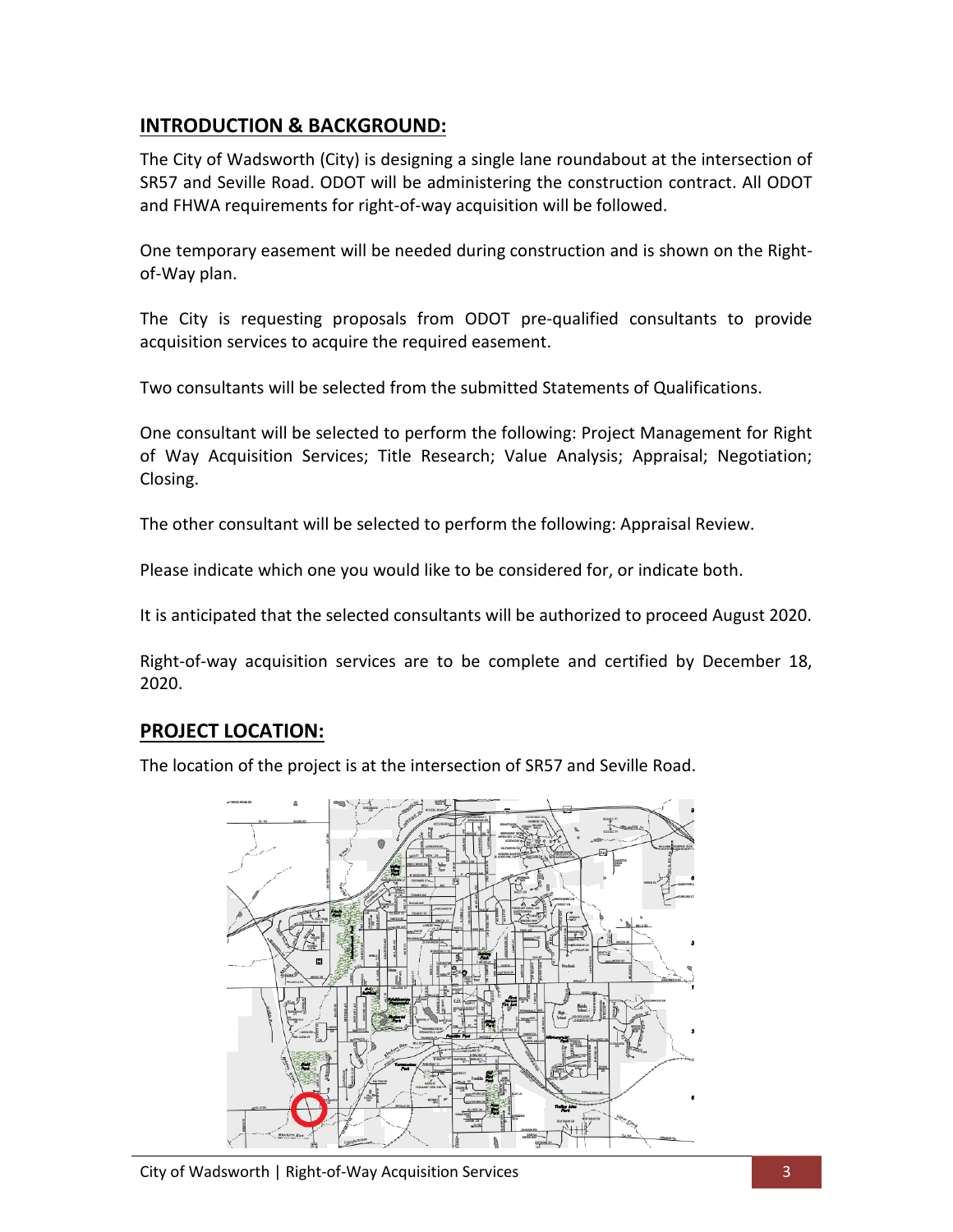## INTRODUCTION & BACKGROUND:

The City of Wadsworth (City) is designing a single lane roundabout at the intersection of SR57 and Seville Road. ODOT will be administering the construction contract. All ODOT and FHWA requirements for right-of-way acquisition will be followed.

One temporary easement will be needed during construction and is shown on the Right-of-Way plan.

The City is requesting proposals from ODOT pre-qualified consultants to provide acquisition services to acquire the required easement.

Two consultants will be selected from the submitted Statements of Qualifications.

One consultant will be selected to perform the following: Project Management for Right of Way Acquisition Services; Title Research; Value Analysis; Appraisal; Negotiation; Closing.

The other consultant will be selected to perform the following: Appraisal Review.

Please indicate which one you would like to be considered for, or indicate both.

It is anticipated that the selected consultants will be authorized to proceed August 2020.

Right-of-way acquisition services are to be complete and certified by December 18, 2020.

## PROJECT LOCATION:

The location of the project is at the intersection of SR57 and Seville Road.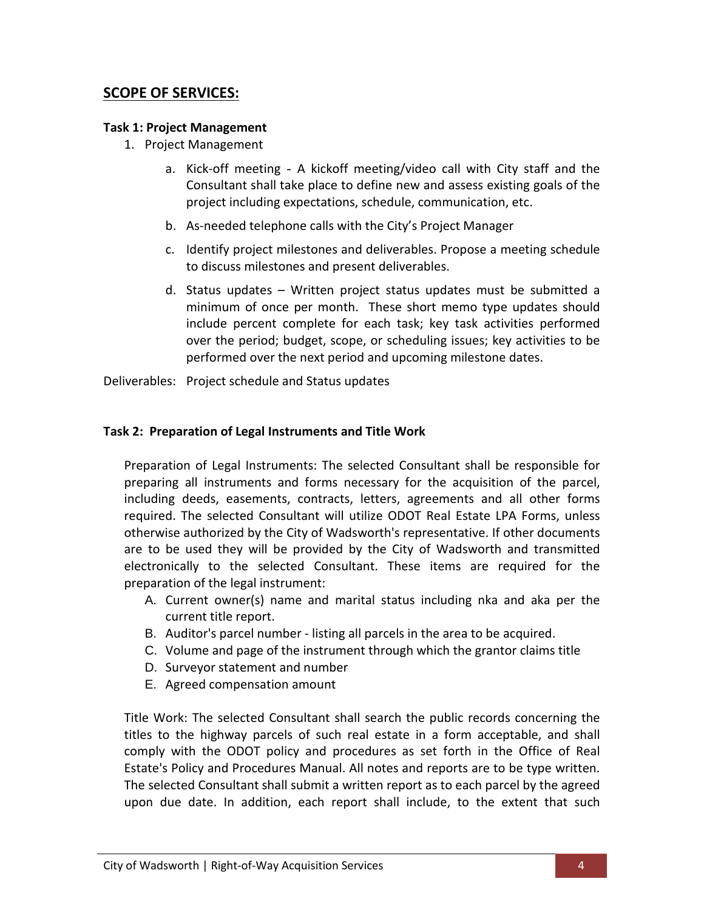## SCOPE OF SERVICES:

**Task 1: Project Management**

1. Project Management

   a. Kick-off meeting - A kickoff meeting/video call with City staff and the Consultant shall take place to define new and assess existing goals of the project including expectations, schedule, communication, etc.

   b. As-needed telephone calls with the City's Project Manager

   c. Identify project milestones and deliverables. Propose a meeting schedule to discuss milestones and present deliverables.

   d. Status updates – Written project status updates must be submitted a minimum of once per month. These short memo type updates should include percent complete for each task; key task activities performed over the period; budget, scope, or scheduling issues; key activities to be performed over the next period and upcoming milestone dates.

Deliverables: Project schedule and Status updates

**Task 2: Preparation of Legal Instruments and Title Work**

Preparation of Legal Instruments: The selected Consultant shall be responsible for preparing all instruments and forms necessary for the acquisition of the parcel, including deeds, easements, contracts, letters, agreements and all other forms required. The selected Consultant will utilize ODOT Real Estate LPA Forms, unless otherwise authorized by the City of Wadsworth's representative. If other documents are to be used they will be provided by the City of Wadsworth and transmitted electronically to the selected Consultant. These items are required for the preparation of the legal instrument:

A. Current owner(s) name and marital status including nka and aka per the current title report.
B. Auditor's parcel number - listing all parcels in the area to be acquired.
C. Volume and page of the instrument through which the grantor claims title
D. Surveyor statement and number
E. Agreed compensation amount

Title Work: The selected Consultant shall search the public records concerning the titles to the highway parcels of such real estate in a form acceptable, and shall comply with the ODOT policy and procedures as set forth in the Office of Real Estate's Policy and Procedures Manual. All notes and reports are to be type written. The selected Consultant shall submit a written report as to each parcel by the agreed upon due date. In addition, each report shall include, to the extent that such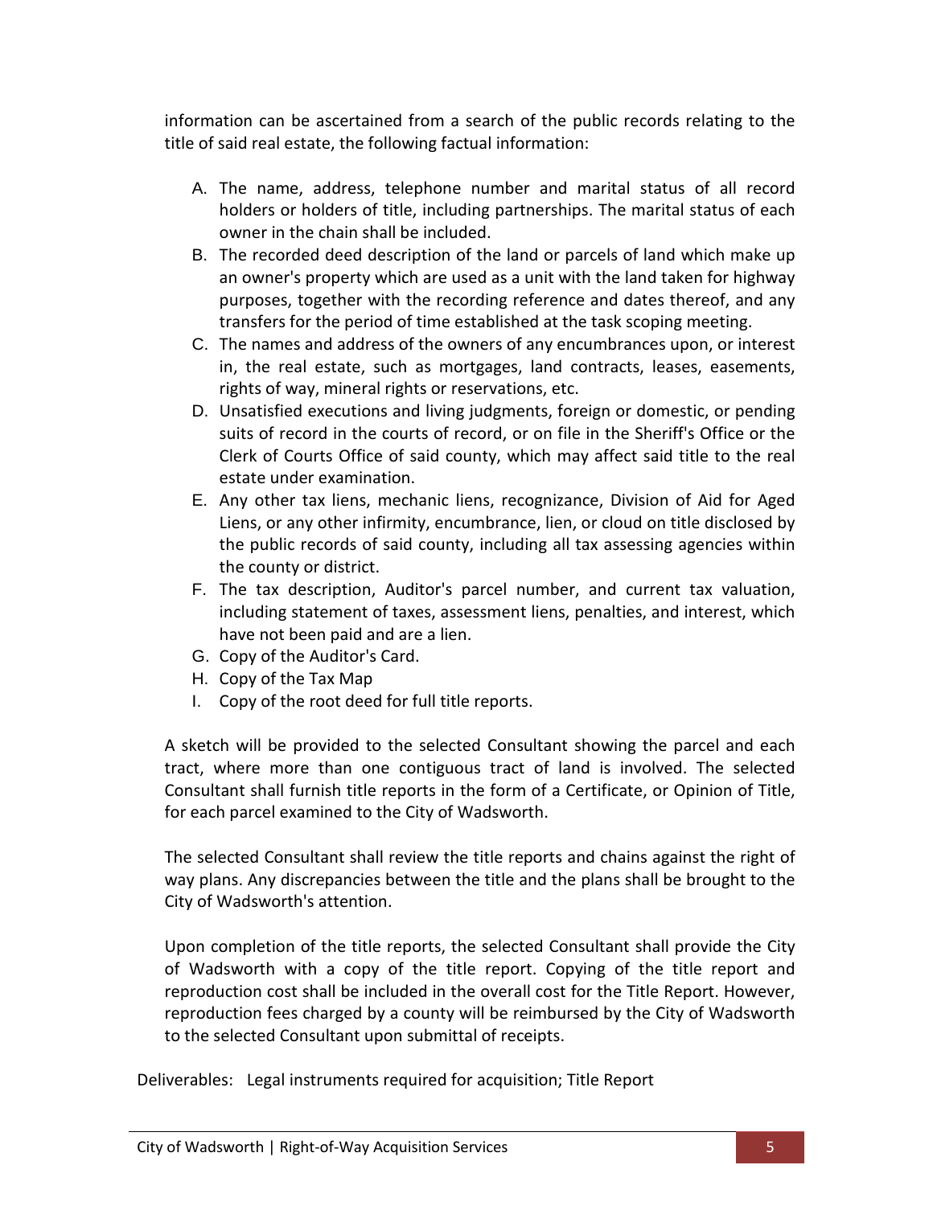information can be ascertained from a search of the public records relating to the title of said real estate, the following factual information:

A. The name, address, telephone number and marital status of all record holders or holders of title, including partnerships. The marital status of each owner in the chain shall be included.
B. The recorded deed description of the land or parcels of land which make up an owner's property which are used as a unit with the land taken for highway purposes, together with the recording reference and dates thereof, and any transfers for the period of time established at the task scoping meeting.
C. The names and address of the owners of any encumbrances upon, or interest in, the real estate, such as mortgages, land contracts, leases, easements, rights of way, mineral rights or reservations, etc.
D. Unsatisfied executions and living judgments, foreign or domestic, or pending suits of record in the courts of record, or on file in the Sheriff's Office or the Clerk of Courts Office of said county, which may affect said title to the real estate under examination.
E. Any other tax liens, mechanic liens, recognizance, Division of Aid for Aged Liens, or any other infirmity, encumbrance, lien, or cloud on title disclosed by the public records of said county, including all tax assessing agencies within the county or district.
F. The tax description, Auditor's parcel number, and current tax valuation, including statement of taxes, assessment liens, penalties, and interest, which have not been paid and are a lien.
G. Copy of the Auditor's Card.
H. Copy of the Tax Map
I. Copy of the root deed for full title reports.

A sketch will be provided to the selected Consultant showing the parcel and each tract, where more than one contiguous tract of land is involved. The selected Consultant shall furnish title reports in the form of a Certificate, or Opinion of Title, for each parcel examined to the City of Wadsworth.

The selected Consultant shall review the title reports and chains against the right of way plans. Any discrepancies between the title and the plans shall be brought to the City of Wadsworth's attention.

Upon completion of the title reports, the selected Consultant shall provide the City of Wadsworth with a copy of the title report. Copying of the title report and reproduction cost shall be included in the overall cost for the Title Report. However, reproduction fees charged by a county will be reimbursed by the City of Wadsworth to the selected Consultant upon submittal of receipts.

Deliverables: Legal instruments required for acquisition; Title Report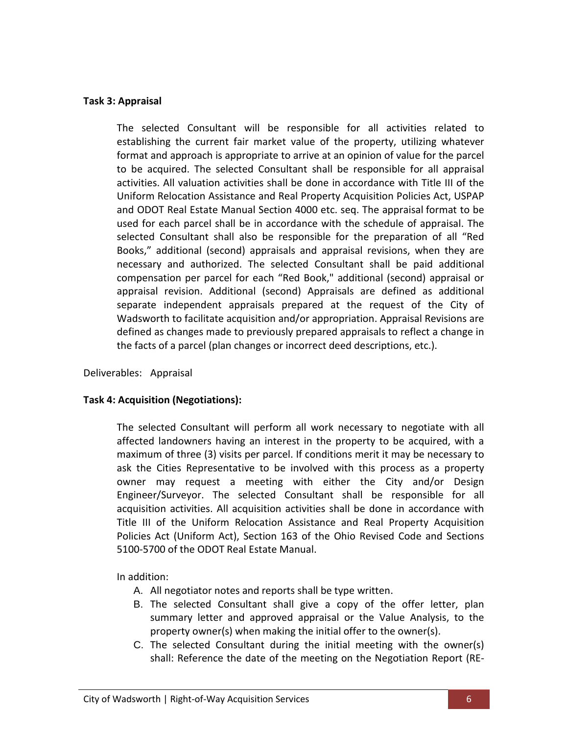**Task 3: Appraisal**

The selected Consultant will be responsible for all activities related to establishing the current fair market value of the property, utilizing whatever format and approach is appropriate to arrive at an opinion of value for the parcel to be acquired. The selected Consultant shall be responsible for all appraisal activities. All valuation activities shall be done in accordance with Title III of the Uniform Relocation Assistance and Real Property Acquisition Policies Act, USPAP and ODOT Real Estate Manual Section 4000 etc. seq. The appraisal format to be used for each parcel shall be in accordance with the schedule of appraisal. The selected Consultant shall also be responsible for the preparation of all "Red Books," additional (second) appraisals and appraisal revisions, when they are necessary and authorized. The selected Consultant shall be paid additional compensation per parcel for each "Red Book," additional (second) appraisal or appraisal revision. Additional (second) Appraisals are defined as additional separate independent appraisals prepared at the request of the City of Wadsworth to facilitate acquisition and/or appropriation. Appraisal Revisions are defined as changes made to previously prepared appraisals to reflect a change in the facts of a parcel (plan changes or incorrect deed descriptions, etc.).

Deliverables: Appraisal

**Task 4: Acquisition (Negotiations):**

The selected Consultant will perform all work necessary to negotiate with all affected landowners having an interest in the property to be acquired, with a maximum of three (3) visits per parcel. If conditions merit it may be necessary to ask the Cities Representative to be involved with this process as a property owner may request a meeting with either the City and/or Design Engineer/Surveyor. The selected Consultant shall be responsible for all acquisition activities. All acquisition activities shall be done in accordance with Title III of the Uniform Relocation Assistance and Real Property Acquisition Policies Act (Uniform Act), Section 163 of the Ohio Revised Code and Sections 5100-5700 of the ODOT Real Estate Manual.

In addition:

A. All negotiator notes and reports shall be type written.
B. The selected Consultant shall give a copy of the offer letter, plan summary letter and approved appraisal or the Value Analysis, to the property owner(s) when making the initial offer to the owner(s).
C. The selected Consultant during the initial meeting with the owner(s) shall: Reference the date of the meeting on the Negotiation Report (RE-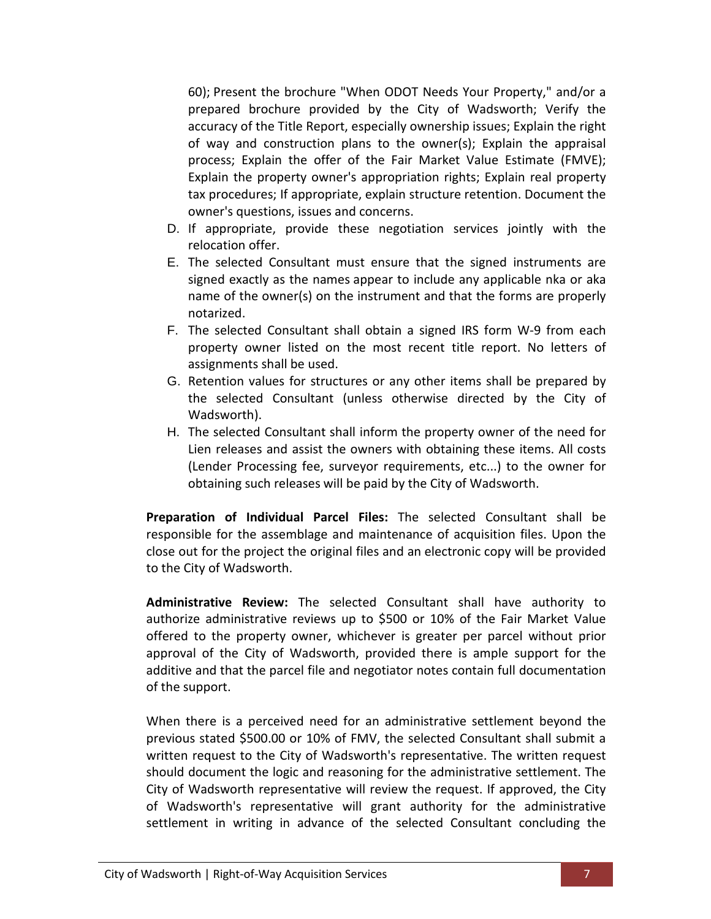60); Present the brochure "When ODOT Needs Your Property," and/or a prepared brochure provided by the City of Wadsworth; Verify the accuracy of the Title Report, especially ownership issues; Explain the right of way and construction plans to the owner(s); Explain the appraisal process; Explain the offer of the Fair Market Value Estimate (FMVE); Explain the property owner's appropriation rights; Explain real property tax procedures; If appropriate, explain structure retention. Document the owner's questions, issues and concerns.

D. If appropriate, provide these negotiation services jointly with the relocation offer.
E. The selected Consultant must ensure that the signed instruments are signed exactly as the names appear to include any applicable nka or aka name of the owner(s) on the instrument and that the forms are properly notarized.
F. The selected Consultant shall obtain a signed IRS form W-9 from each property owner listed on the most recent title report. No letters of assignments shall be used.
G. Retention values for structures or any other items shall be prepared by the selected Consultant (unless otherwise directed by the City of Wadsworth).
H. The selected Consultant shall inform the property owner of the need for Lien releases and assist the owners with obtaining these items. All costs (Lender Processing fee, surveyor requirements, etc...) to the owner for obtaining such releases will be paid by the City of Wadsworth.

**Preparation of Individual Parcel Files:** The selected Consultant shall be responsible for the assemblage and maintenance of acquisition files. Upon the close out for the project the original files and an electronic copy will be provided to the City of Wadsworth.

**Administrative Review:** The selected Consultant shall have authority to authorize administrative reviews up to $500 or 10% of the Fair Market Value offered to the property owner, whichever is greater per parcel without prior approval of the City of Wadsworth, provided there is ample support for the additive and that the parcel file and negotiator notes contain full documentation of the support.

When there is a perceived need for an administrative settlement beyond the previous stated $500.00 or 10% of FMV, the selected Consultant shall submit a written request to the City of Wadsworth's representative. The written request should document the logic and reasoning for the administrative settlement. The City of Wadsworth representative will review the request. If approved, the City of Wadsworth's representative will grant authority for the administrative settlement in writing in advance of the selected Consultant concluding the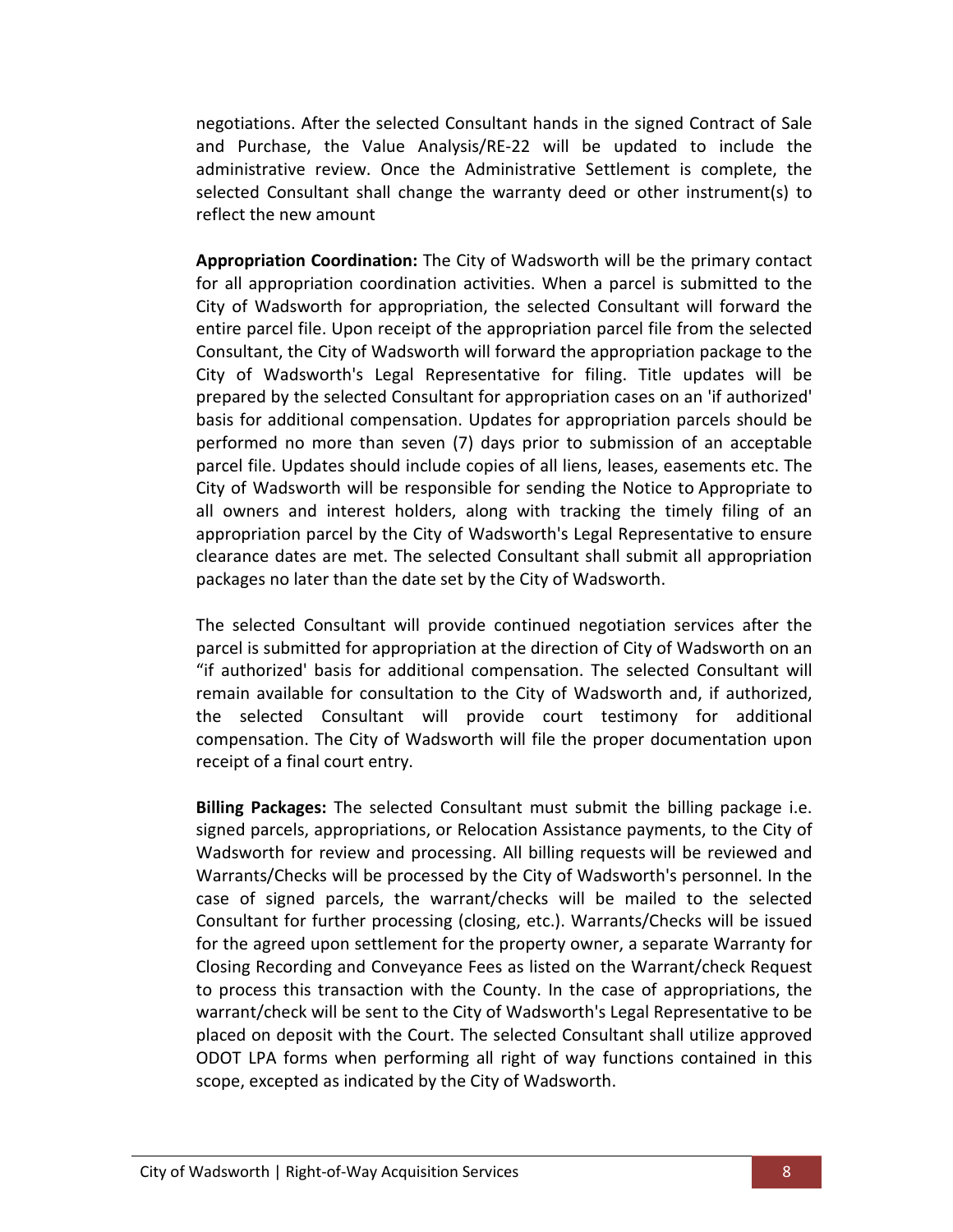negotiations. After the selected Consultant hands in the signed Contract of Sale and Purchase, the Value Analysis/RE-22 will be updated to include the administrative review. Once the Administrative Settlement is complete, the selected Consultant shall change the warranty deed or other instrument(s) to reflect the new amount

**Appropriation Coordination:** The City of Wadsworth will be the primary contact for all appropriation coordination activities. When a parcel is submitted to the City of Wadsworth for appropriation, the selected Consultant will forward the entire parcel file. Upon receipt of the appropriation parcel file from the selected Consultant, the City of Wadsworth will forward the appropriation package to the City of Wadsworth's Legal Representative for filing. Title updates will be prepared by the selected Consultant for appropriation cases on an 'if authorized' basis for additional compensation. Updates for appropriation parcels should be performed no more than seven (7) days prior to submission of an acceptable parcel file. Updates should include copies of all liens, leases, easements etc. The City of Wadsworth will be responsible for sending the Notice to Appropriate to all owners and interest holders, along with tracking the timely filing of an appropriation parcel by the City of Wadsworth's Legal Representative to ensure clearance dates are met. The selected Consultant shall submit all appropriation packages no later than the date set by the City of Wadsworth.

The selected Consultant will provide continued negotiation services after the parcel is submitted for appropriation at the direction of City of Wadsworth on an "if authorized' basis for additional compensation. The selected Consultant will remain available for consultation to the City of Wadsworth and, if authorized, the selected Consultant will provide court testimony for additional compensation. The City of Wadsworth will file the proper documentation upon receipt of a final court entry.

**Billing Packages:** The selected Consultant must submit the billing package i.e. signed parcels, appropriations, or Relocation Assistance payments, to the City of Wadsworth for review and processing. All billing requests will be reviewed and Warrants/Checks will be processed by the City of Wadsworth's personnel. In the case of signed parcels, the warrant/checks will be mailed to the selected Consultant for further processing (closing, etc.). Warrants/Checks will be issued for the agreed upon settlement for the property owner, a separate Warranty for Closing Recording and Conveyance Fees as listed on the Warrant/check Request to process this transaction with the County. In the case of appropriations, the warrant/check will be sent to the City of Wadsworth's Legal Representative to be placed on deposit with the Court. The selected Consultant shall utilize approved ODOT LPA forms when performing all right of way functions contained in this scope, excepted as indicated by the City of Wadsworth.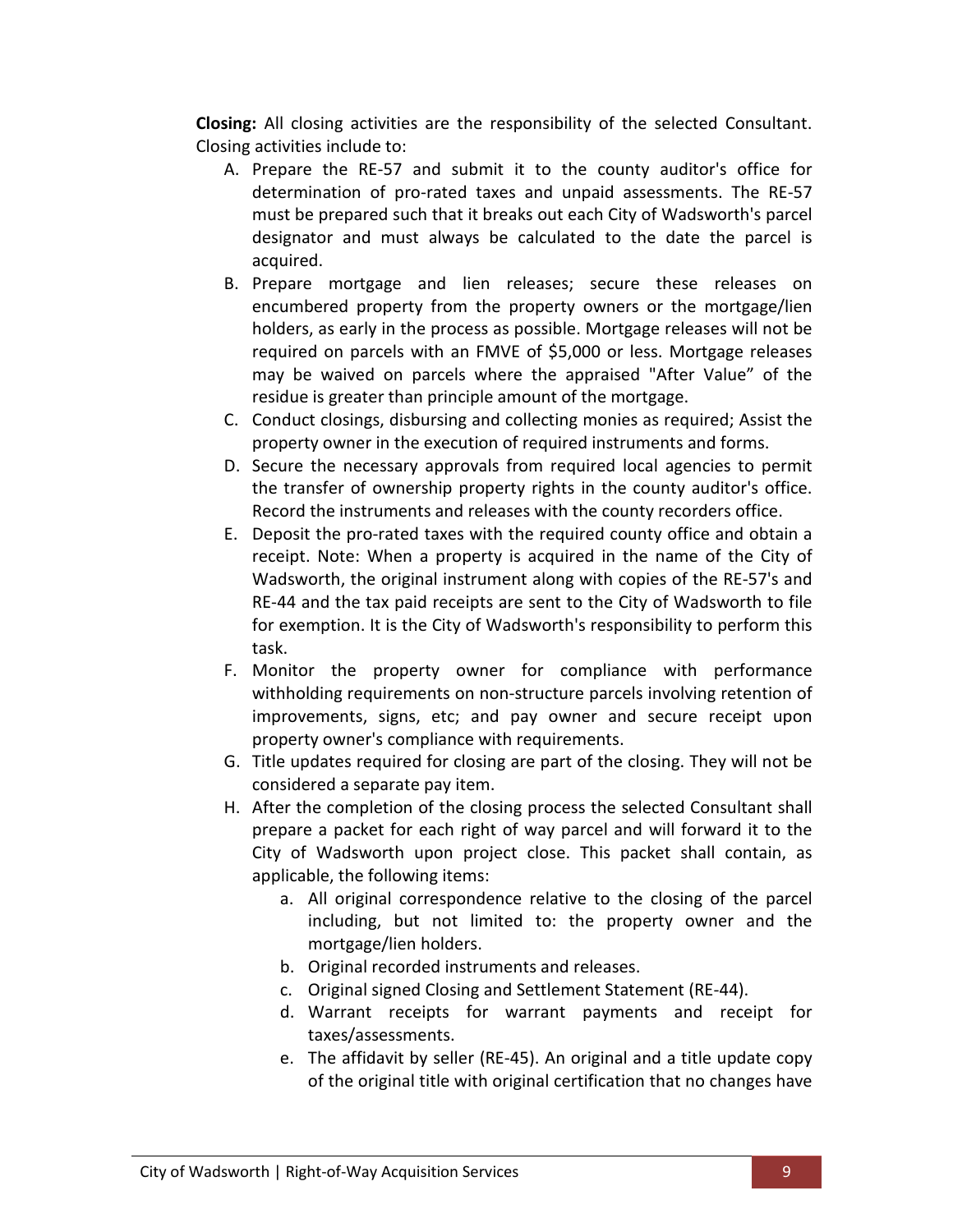**Closing:** All closing activities are the responsibility of the selected Consultant. Closing activities include to:

A. Prepare the RE-57 and submit it to the county auditor's office for determination of pro-rated taxes and unpaid assessments. The RE-57 must be prepared such that it breaks out each City of Wadsworth's parcel designator and must always be calculated to the date the parcel is acquired.
B. Prepare mortgage and lien releases; secure these releases on encumbered property from the property owners or the mortgage/lien holders, as early in the process as possible. Mortgage releases will not be required on parcels with an FMVE of $5,000 or less. Mortgage releases may be waived on parcels where the appraised "After Value" of the residue is greater than principle amount of the mortgage.
C. Conduct closings, disbursing and collecting monies as required; Assist the property owner in the execution of required instruments and forms.
D. Secure the necessary approvals from required local agencies to permit the transfer of ownership property rights in the county auditor's office. Record the instruments and releases with the county recorders office.
E. Deposit the pro-rated taxes with the required county office and obtain a receipt. Note: When a property is acquired in the name of the City of Wadsworth, the original instrument along with copies of the RE-57's and RE-44 and the tax paid receipts are sent to the City of Wadsworth to file for exemption. It is the City of Wadsworth's responsibility to perform this task.
F. Monitor the property owner for compliance with performance withholding requirements on non-structure parcels involving retention of improvements, signs, etc; and pay owner and secure receipt upon property owner's compliance with requirements.
G. Title updates required for closing are part of the closing. They will not be considered a separate pay item.
H. After the completion of the closing process the selected Consultant shall prepare a packet for each right of way parcel and will forward it to the City of Wadsworth upon project close. This packet shall contain, as applicable, the following items:
    a. All original correspondence relative to the closing of the parcel including, but not limited to: the property owner and the mortgage/lien holders.
    b. Original recorded instruments and releases.
    c. Original signed Closing and Settlement Statement (RE-44).
    d. Warrant receipts for warrant payments and receipt for taxes/assessments.
    e. The affidavit by seller (RE-45). An original and a title update copy of the original title with original certification that no changes have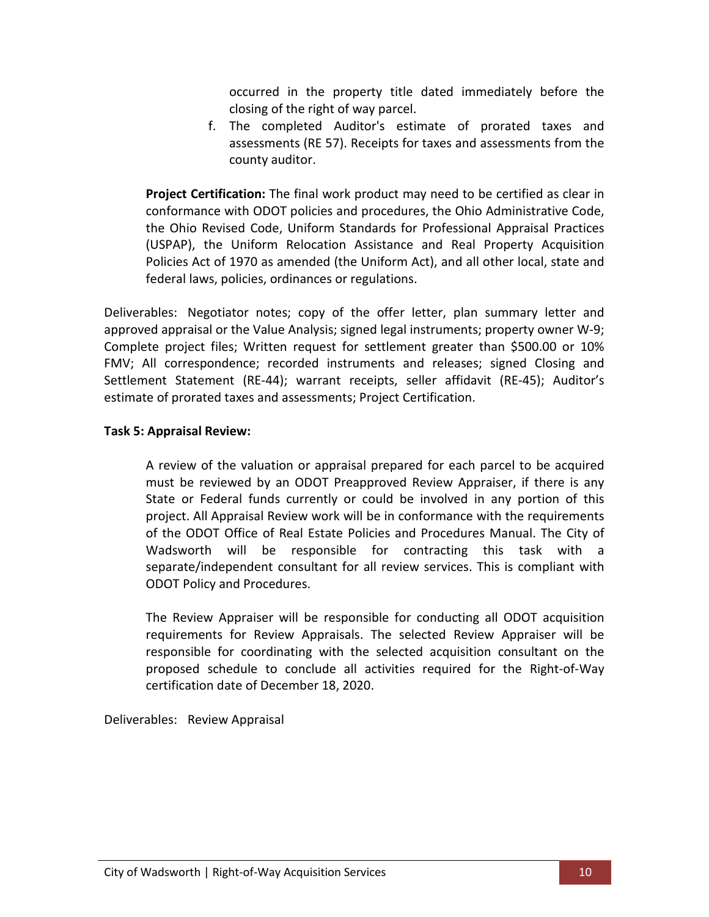occurred in the property title dated immediately before the closing of the right of way parcel.

f. The completed Auditor's estimate of prorated taxes and assessments (RE 57). Receipts for taxes and assessments from the county auditor.

**Project Certification:** The final work product may need to be certified as clear in conformance with ODOT policies and procedures, the Ohio Administrative Code, the Ohio Revised Code, Uniform Standards for Professional Appraisal Practices (USPAP), the Uniform Relocation Assistance and Real Property Acquisition Policies Act of 1970 as amended (the Uniform Act), and all other local, state and federal laws, policies, ordinances or regulations.

Deliverables: Negotiator notes; copy of the offer letter, plan summary letter and approved appraisal or the Value Analysis; signed legal instruments; property owner W-9; Complete project files; Written request for settlement greater than $500.00 or 10% FMV; All correspondence; recorded instruments and releases; signed Closing and Settlement Statement (RE-44); warrant receipts, seller affidavit (RE-45); Auditor's estimate of prorated taxes and assessments; Project Certification.

**Task 5: Appraisal Review:**

A review of the valuation or appraisal prepared for each parcel to be acquired must be reviewed by an ODOT Preapproved Review Appraiser, if there is any State or Federal funds currently or could be involved in any portion of this project. All Appraisal Review work will be in conformance with the requirements of the ODOT Office of Real Estate Policies and Procedures Manual. The City of Wadsworth will be responsible for contracting this task with a separate/independent consultant for all review services. This is compliant with ODOT Policy and Procedures.

The Review Appraiser will be responsible for conducting all ODOT acquisition requirements for Review Appraisals. The selected Review Appraiser will be responsible for coordinating with the selected acquisition consultant on the proposed schedule to conclude all activities required for the Right-of-Way certification date of December 18, 2020.

Deliverables: Review Appraisal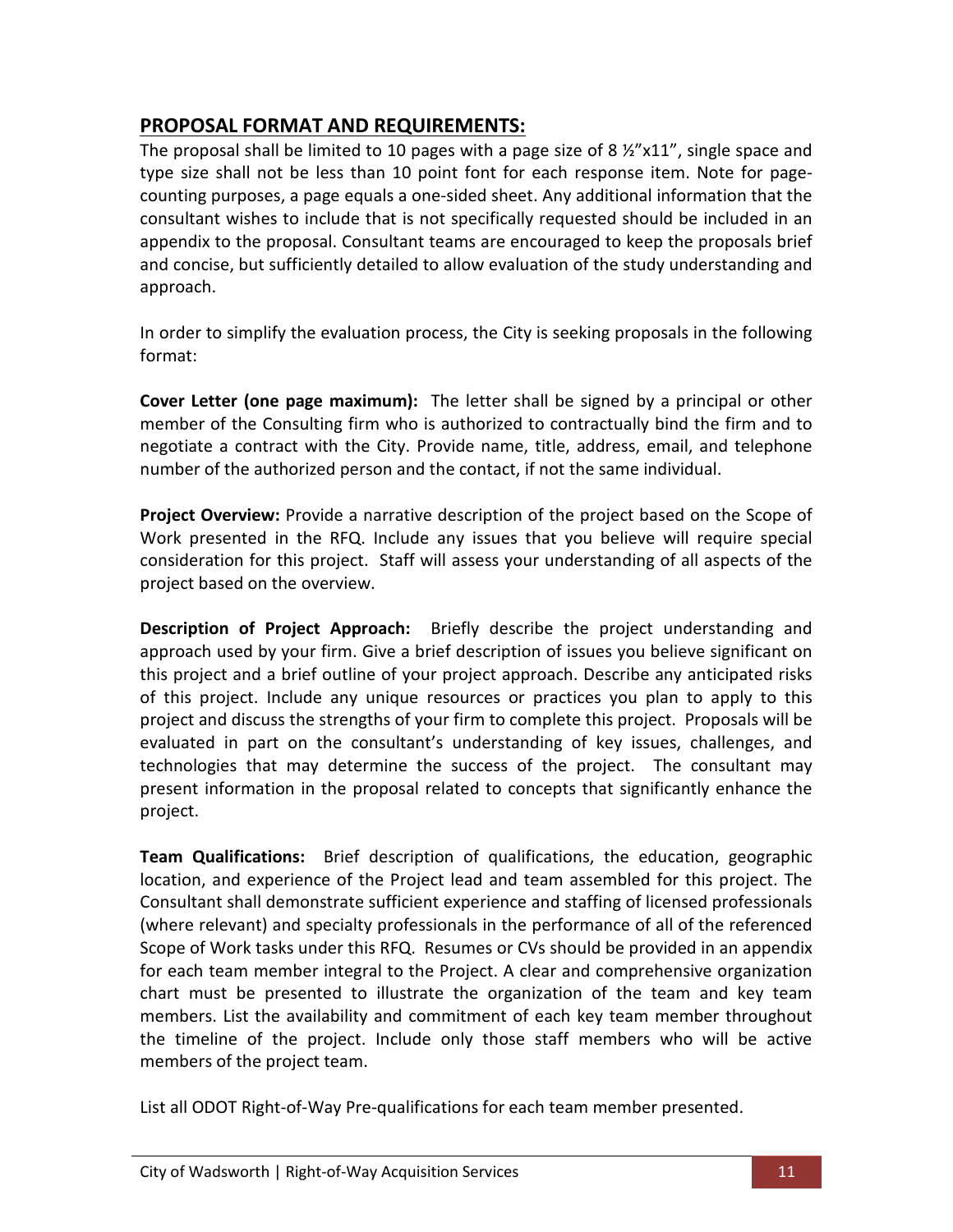## PROPOSAL FORMAT AND REQUIREMENTS:

The proposal shall be limited to 10 pages with a page size of 8 ½"x11", single space and type size shall not be less than 10 point font for each response item. Note for page-counting purposes, a page equals a one-sided sheet. Any additional information that the consultant wishes to include that is not specifically requested should be included in an appendix to the proposal. Consultant teams are encouraged to keep the proposals brief and concise, but sufficiently detailed to allow evaluation of the study understanding and approach.

In order to simplify the evaluation process, the City is seeking proposals in the following format:

**Cover Letter (one page maximum):** The letter shall be signed by a principal or other member of the Consulting firm who is authorized to contractually bind the firm and to negotiate a contract with the City. Provide name, title, address, email, and telephone number of the authorized person and the contact, if not the same individual.

**Project Overview:** Provide a narrative description of the project based on the Scope of Work presented in the RFQ. Include any issues that you believe will require special consideration for this project. Staff will assess your understanding of all aspects of the project based on the overview.

**Description of Project Approach:** Briefly describe the project understanding and approach used by your firm. Give a brief description of issues you believe significant on this project and a brief outline of your project approach. Describe any anticipated risks of this project. Include any unique resources or practices you plan to apply to this project and discuss the strengths of your firm to complete this project. Proposals will be evaluated in part on the consultant's understanding of key issues, challenges, and technologies that may determine the success of the project. The consultant may present information in the proposal related to concepts that significantly enhance the project.

**Team Qualifications:** Brief description of qualifications, the education, geographic location, and experience of the Project lead and team assembled for this project. The Consultant shall demonstrate sufficient experience and staffing of licensed professionals (where relevant) and specialty professionals in the performance of all of the referenced Scope of Work tasks under this RFQ. Resumes or CVs should be provided in an appendix for each team member integral to the Project. A clear and comprehensive organization chart must be presented to illustrate the organization of the team and key team members. List the availability and commitment of each key team member throughout the timeline of the project. Include only those staff members who will be active members of the project team.

List all ODOT Right-of-Way Pre-qualifications for each team member presented.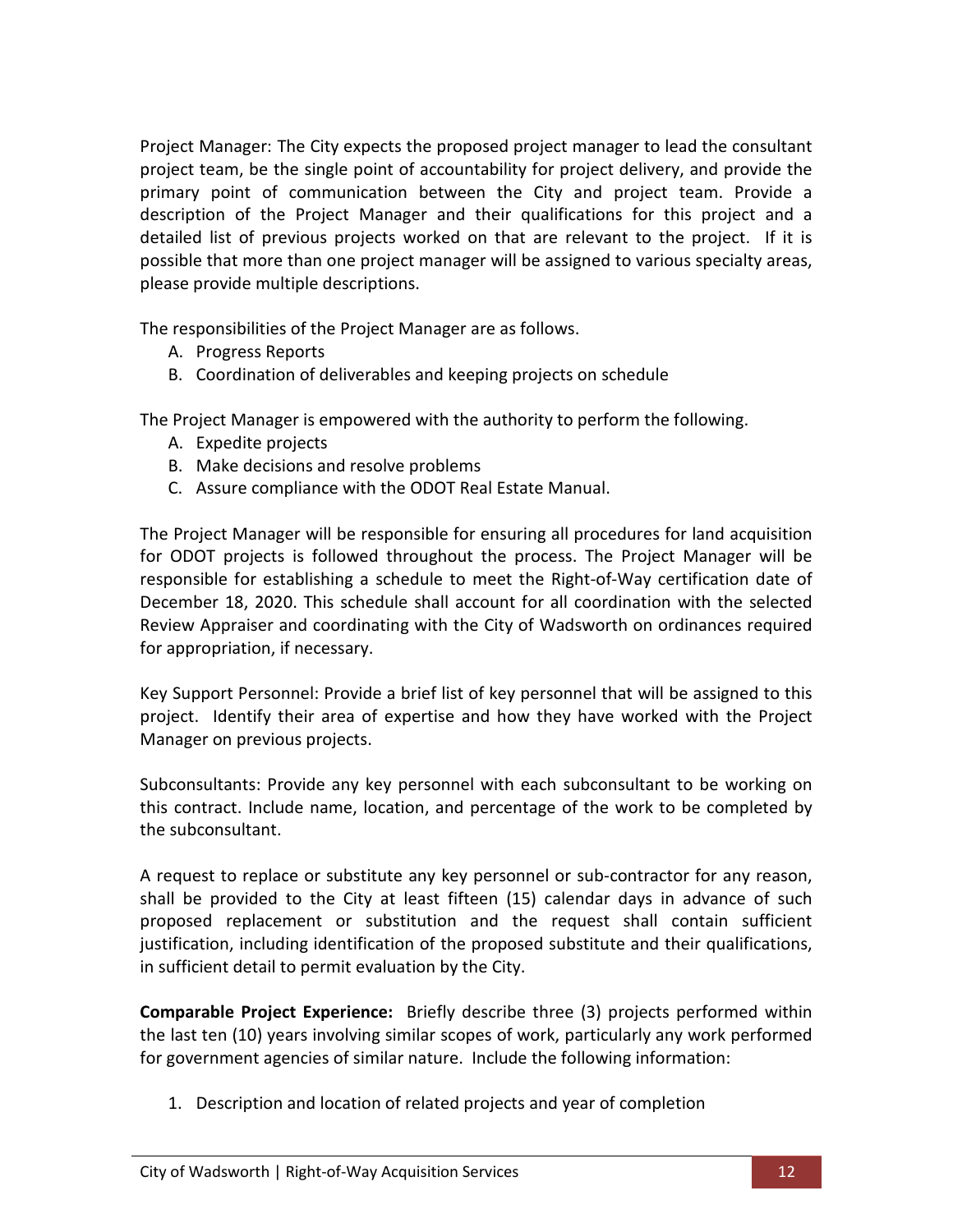Project Manager: The City expects the proposed project manager to lead the consultant project team, be the single point of accountability for project delivery, and provide the primary point of communication between the City and project team. Provide a description of the Project Manager and their qualifications for this project and a detailed list of previous projects worked on that are relevant to the project. If it is possible that more than one project manager will be assigned to various specialty areas, please provide multiple descriptions.

The responsibilities of the Project Manager are as follows.

A. Progress Reports
B. Coordination of deliverables and keeping projects on schedule

The Project Manager is empowered with the authority to perform the following.

A. Expedite projects
B. Make decisions and resolve problems
C. Assure compliance with the ODOT Real Estate Manual.

The Project Manager will be responsible for ensuring all procedures for land acquisition for ODOT projects is followed throughout the process. The Project Manager will be responsible for establishing a schedule to meet the Right-of-Way certification date of December 18, 2020. This schedule shall account for all coordination with the selected Review Appraiser and coordinating with the City of Wadsworth on ordinances required for appropriation, if necessary.

Key Support Personnel: Provide a brief list of key personnel that will be assigned to this project. Identify their area of expertise and how they have worked with the Project Manager on previous projects.

Subconsultants: Provide any key personnel with each subconsultant to be working on this contract. Include name, location, and percentage of the work to be completed by the subconsultant.

A request to replace or substitute any key personnel or sub-contractor for any reason, shall be provided to the City at least fifteen (15) calendar days in advance of such proposed replacement or substitution and the request shall contain sufficient justification, including identification of the proposed substitute and their qualifications, in sufficient detail to permit evaluation by the City.

**Comparable Project Experience:** Briefly describe three (3) projects performed within the last ten (10) years involving similar scopes of work, particularly any work performed for government agencies of similar nature. Include the following information:

1. Description and location of related projects and year of completion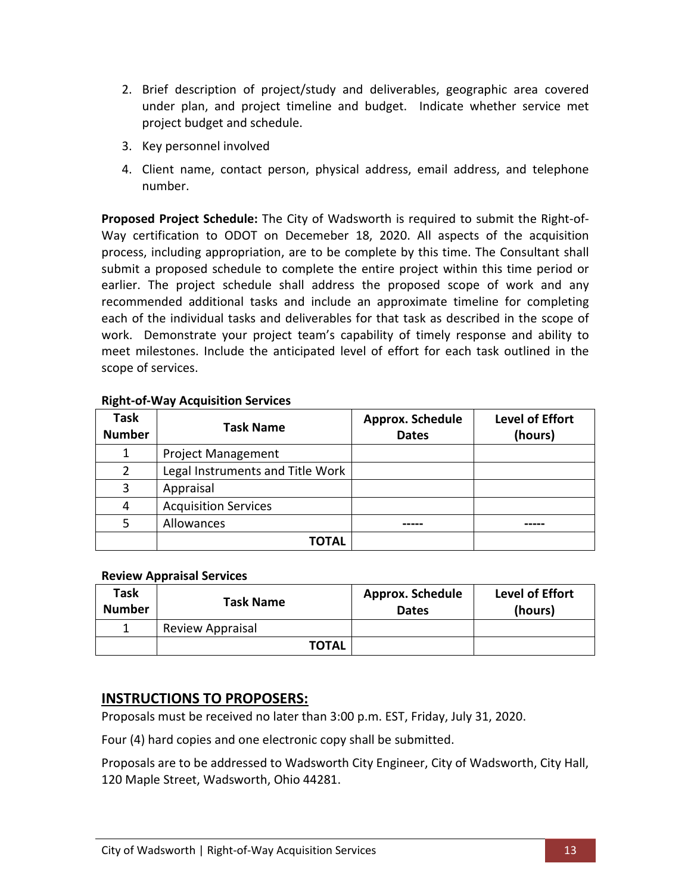2. Brief description of project/study and deliverables, geographic area covered under plan, and project timeline and budget. Indicate whether service met project budget and schedule.
3. Key personnel involved
4. Client name, contact person, physical address, email address, and telephone number.

**Proposed Project Schedule:** The City of Wadsworth is required to submit the Right-of-Way certification to ODOT on Decemeber 18, 2020. All aspects of the acquisition process, including appropriation, are to be complete by this time. The Consultant shall submit a proposed schedule to complete the entire project within this time period or earlier. The project schedule shall address the proposed scope of work and any recommended additional tasks and include an approximate timeline for completing each of the individual tasks and deliverables for that task as described in the scope of work. Demonstrate your project team's capability of timely response and ability to meet milestones. Include the anticipated level of effort for each task outlined in the scope of services.

**Right-of-Way Acquisition Services**

| Task Number | Task Name | Approx. Schedule Dates | Level of Effort (hours) |
|---|---|---|---|
| 1 | Project Management | | |
| 2 | Legal Instruments and Title Work | | |
| 3 | Appraisal | | |
| 4 | Acquisition Services | | |
| 5 | Allowances | ----- | ----- |
| | **TOTAL** | | |

**Review Appraisal Services**

| Task Number | Task Name | Approx. Schedule Dates | Level of Effort (hours) |
|---|---|---|---|
| 1 | Review Appraisal | | |
| | **TOTAL** | | |

## INSTRUCTIONS TO PROPOSERS:

Proposals must be received no later than 3:00 p.m. EST, Friday, July 31, 2020.

Four (4) hard copies and one electronic copy shall be submitted.

Proposals are to be addressed to Wadsworth City Engineer, City of Wadsworth, City Hall, 120 Maple Street, Wadsworth, Ohio 44281.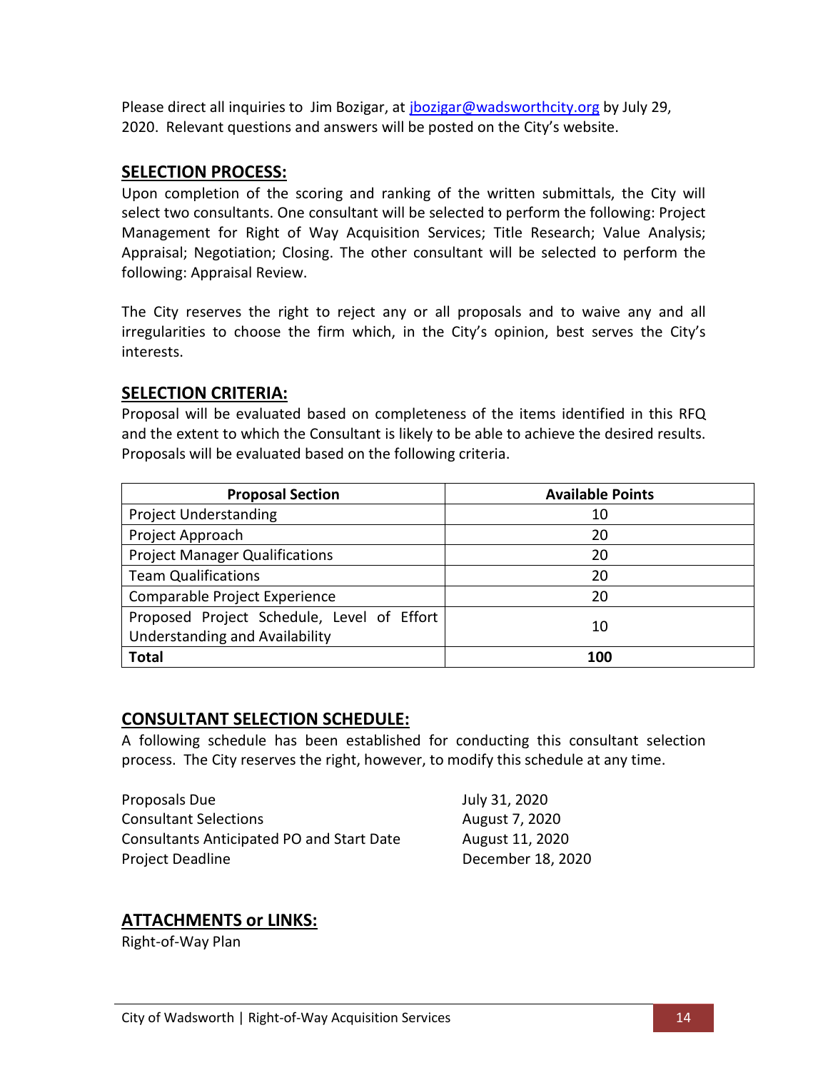Please direct all inquiries to Jim Bozigar, at jbozigar@wadsworthcity.org by July 29, 2020. Relevant questions and answers will be posted on the City's website.

## SELECTION PROCESS:

Upon completion of the scoring and ranking of the written submittals, the City will select two consultants. One consultant will be selected to perform the following: Project Management for Right of Way Acquisition Services; Title Research; Value Analysis; Appraisal; Negotiation; Closing. The other consultant will be selected to perform the following: Appraisal Review.

The City reserves the right to reject any or all proposals and to waive any and all irregularities to choose the firm which, in the City's opinion, best serves the City's interests.

## SELECTION CRITERIA:

Proposal will be evaluated based on completeness of the items identified in this RFQ and the extent to which the Consultant is likely to be able to achieve the desired results. Proposals will be evaluated based on the following criteria.

| Proposal Section | Available Points |
|---|---|
| Project Understanding | 10 |
| Project Approach | 20 |
| Project Manager Qualifications | 20 |
| Team Qualifications | 20 |
| Comparable Project Experience | 20 |
| Proposed Project Schedule, Level of Effort Understanding and Availability | 10 |
| **Total** | **100** |

## CONSULTANT SELECTION SCHEDULE:

A following schedule has been established for conducting this consultant selection process. The City reserves the right, however, to modify this schedule at any time.

| | |
|---|---|
| Proposals Due | July 31, 2020 |
| Consultant Selections | August 7, 2020 |
| Consultants Anticipated PO and Start Date | August 11, 2020 |
| Project Deadline | December 18, 2020 |

## ATTACHMENTS or LINKS:

Right-of-Way Plan